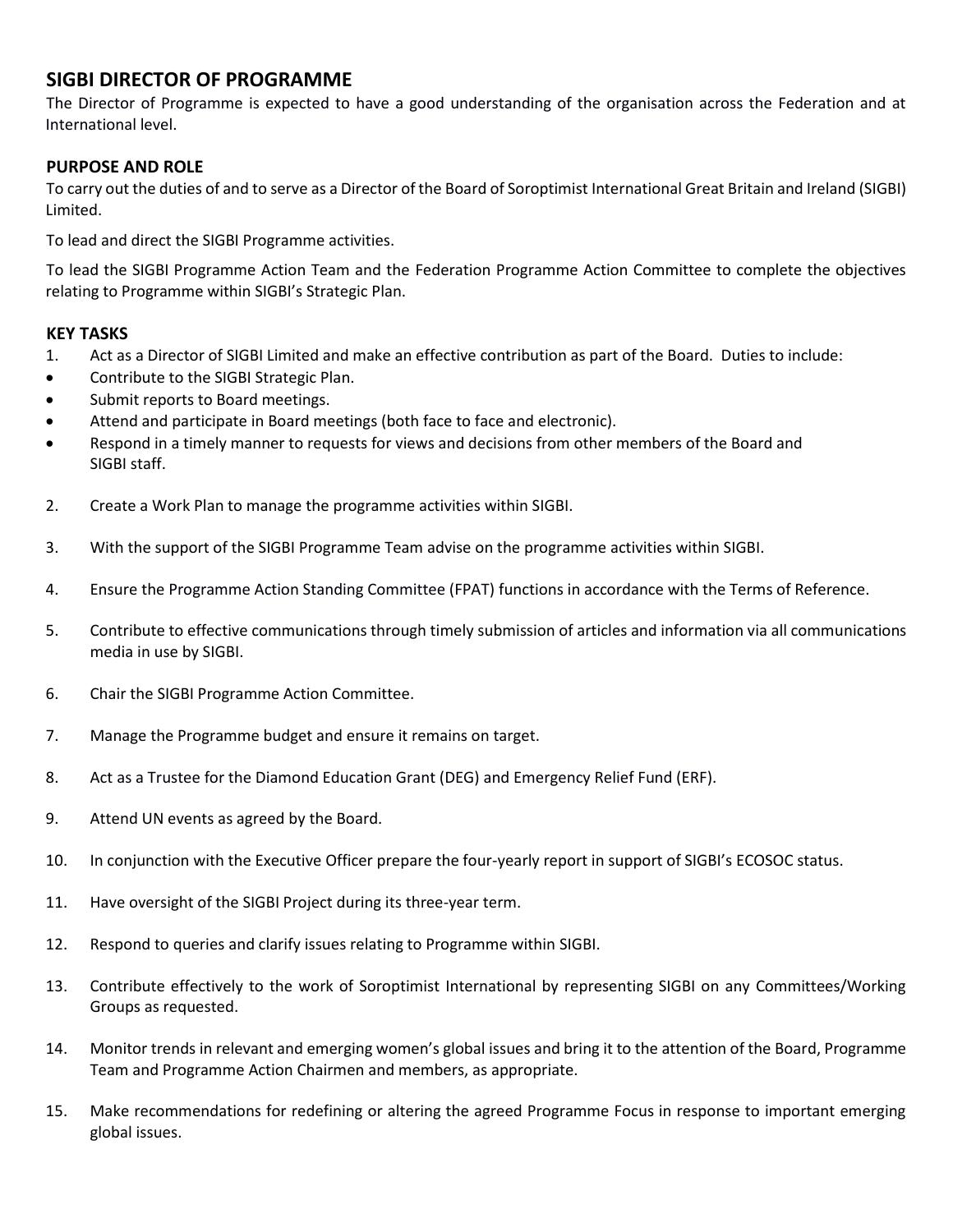## SIGBI DIRECTOR OF PROGRAMME

The Director of Programme is expected to have a good understanding of the organisation across the Federation and at International level.

### PURPOSE AND ROLE

To carry out the duties of and to serve as a Director of the Board of Soroptimist International Great Britain and Ireland (SIGBI) Limited.

To lead and direct the SIGBI Programme activities.

To lead the SIGBI Programme Action Team and the Federation Programme Action Committee to complete the objectives relating to Programme within SIGBI's Strategic Plan.

### KEY TASKS

1. Act as a Director of SIGBI Limited and make an effective contribution as part of the Board. Duties to include:
   - Contribute to the SIGBI Strategic Plan.
   - Submit reports to Board meetings.
   - Attend and participate in Board meetings (both face to face and electronic).
   - Respond in a timely manner to requests for views and decisions from other members of the Board and SIGBI staff.
2. Create a Work Plan to manage the programme activities within SIGBI.
3. With the support of the SIGBI Programme Team advise on the programme activities within SIGBI.
4. Ensure the Programme Action Standing Committee (FPAT) functions in accordance with the Terms of Reference.
5. Contribute to effective communications through timely submission of articles and information via all communications media in use by SIGBI.
6. Chair the SIGBI Programme Action Committee.
7. Manage the Programme budget and ensure it remains on target.
8. Act as a Trustee for the Diamond Education Grant (DEG) and Emergency Relief Fund (ERF).
9. Attend UN events as agreed by the Board.
10. In conjunction with the Executive Officer prepare the four-yearly report in support of SIGBI's ECOSOC status.
11. Have oversight of the SIGBI Project during its three-year term.
12. Respond to queries and clarify issues relating to Programme within SIGBI.
13. Contribute effectively to the work of Soroptimist International by representing SIGBI on any Committees/Working Groups as requested.
14. Monitor trends in relevant and emerging women's global issues and bring it to the attention of the Board, Programme Team and Programme Action Chairmen and members, as appropriate.
15. Make recommendations for redefining or altering the agreed Programme Focus in response to important emerging global issues.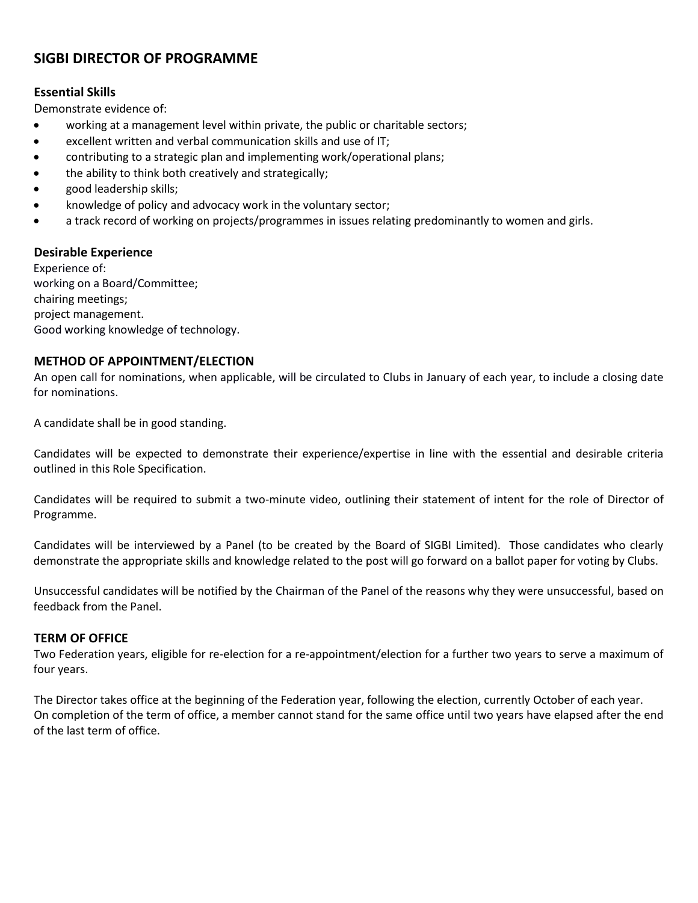## SIGBI DIRECTOR OF PROGRAMME

### Essential Skills

Demonstrate evidence of:

- working at a management level within private, the public or charitable sectors;
- excellent written and verbal communication skills and use of IT;
- contributing to a strategic plan and implementing work/operational plans;
- the ability to think both creatively and strategically;
- good leadership skills;
- knowledge of policy and advocacy work in the voluntary sector;
- a track record of working on projects/programmes in issues relating predominantly to women and girls.

### Desirable Experience

Experience of:
working on a Board/Committee;
chairing meetings;
project management.
Good working knowledge of technology.

### METHOD OF APPOINTMENT/ELECTION

An open call for nominations, when applicable, will be circulated to Clubs in January of each year, to include a closing date for nominations.

A candidate shall be in good standing.

Candidates will be expected to demonstrate their experience/expertise in line with the essential and desirable criteria outlined in this Role Specification.

Candidates will be required to submit a two-minute video, outlining their statement of intent for the role of Director of Programme.

Candidates will be interviewed by a Panel (to be created by the Board of SIGBI Limited). Those candidates who clearly demonstrate the appropriate skills and knowledge related to the post will go forward on a ballot paper for voting by Clubs.

Unsuccessful candidates will be notified by the Chairman of the Panel of the reasons why they were unsuccessful, based on feedback from the Panel.

### TERM OF OFFICE

Two Federation years, eligible for re-election for a re-appointment/election for a further two years to serve a maximum of four years.

The Director takes office at the beginning of the Federation year, following the election, currently October of each year.
On completion of the term of office, a member cannot stand for the same office until two years have elapsed after the end of the last term of office.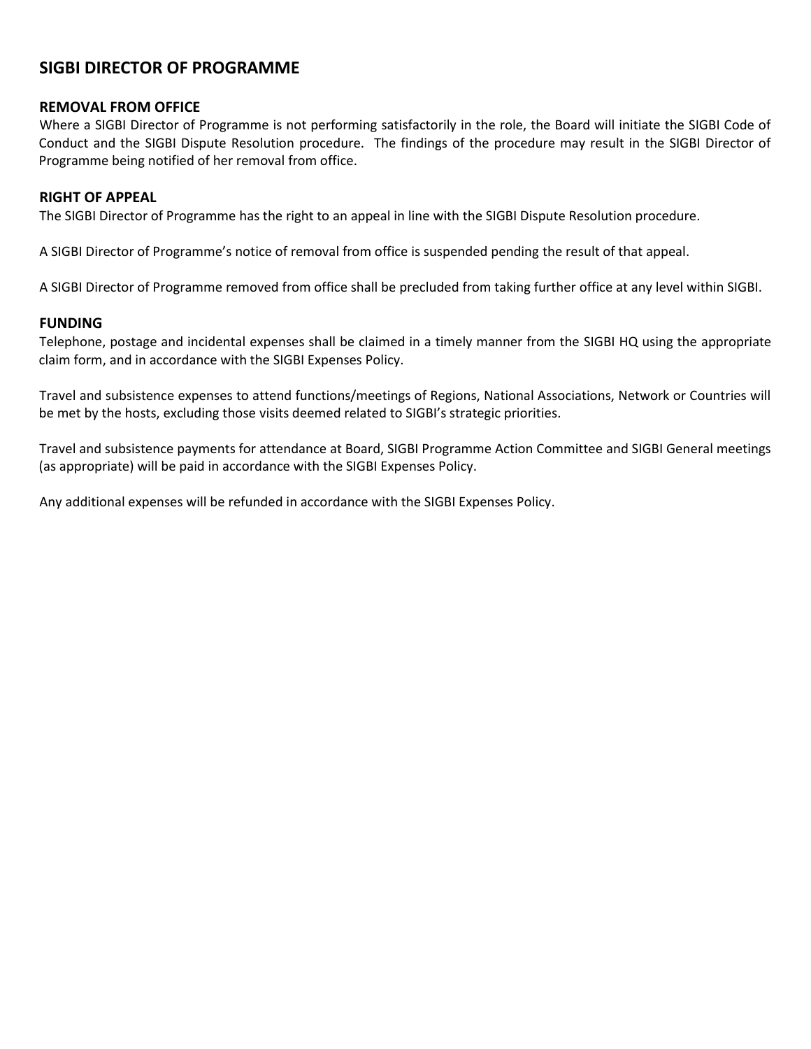## SIGBI DIRECTOR OF PROGRAMME

### REMOVAL FROM OFFICE

Where a SIGBI Director of Programme is not performing satisfactorily in the role, the Board will initiate the SIGBI Code of Conduct and the SIGBI Dispute Resolution procedure. The findings of the procedure may result in the SIGBI Director of Programme being notified of her removal from office.

### RIGHT OF APPEAL

The SIGBI Director of Programme has the right to an appeal in line with the SIGBI Dispute Resolution procedure.

A SIGBI Director of Programme's notice of removal from office is suspended pending the result of that appeal.

A SIGBI Director of Programme removed from office shall be precluded from taking further office at any level within SIGBI.

### FUNDING

Telephone, postage and incidental expenses shall be claimed in a timely manner from the SIGBI HQ using the appropriate claim form, and in accordance with the SIGBI Expenses Policy.

Travel and subsistence expenses to attend functions/meetings of Regions, National Associations, Network or Countries will be met by the hosts, excluding those visits deemed related to SIGBI's strategic priorities.

Travel and subsistence payments for attendance at Board, SIGBI Programme Action Committee and SIGBI General meetings (as appropriate) will be paid in accordance with the SIGBI Expenses Policy.

Any additional expenses will be refunded in accordance with the SIGBI Expenses Policy.